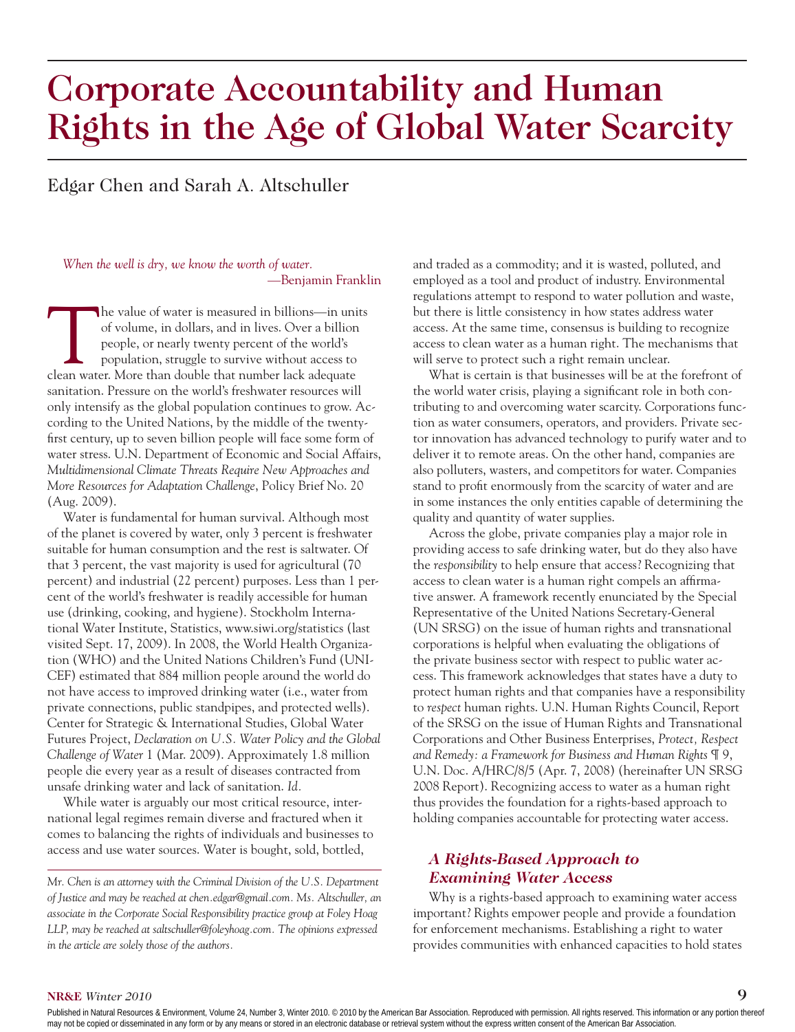# Corporate Accountability and Human Rights in the Age of Global Water Scarcity

Edgar Chen and Sarah A. Altschuller

*When the well is dry, we know the worth of water.*
—Benjamin Franklin

The value of water is measured in billions—in units of volume, in dollars, and in lives. Over a billion people, or nearly twenty percent of the world's population, struggle to survive without access to clean water. More than double that number lack adequate sanitation. Pressure on the world's freshwater resources will only intensify as the global population continues to grow. According to the United Nations, by the middle of the twenty-first century, up to seven billion people will face some form of water stress. U.N. Department of Economic and Social Affairs, *Multidimensional Climate Threats Require New Approaches and More Resources for Adaptation Challenge*, Policy Brief No. 20 (Aug. 2009).

Water is fundamental for human survival. Although most of the planet is covered by water, only 3 percent is freshwater suitable for human consumption and the rest is saltwater. Of that 3 percent, the vast majority is used for agricultural (70 percent) and industrial (22 percent) purposes. Less than 1 percent of the world's freshwater is readily accessible for human use (drinking, cooking, and hygiene). Stockholm International Water Institute, Statistics, www.siwi.org/statistics (last visited Sept. 17, 2009). In 2008, the World Health Organization (WHO) and the United Nations Children's Fund (UNICEF) estimated that 884 million people around the world do not have access to improved drinking water (i.e., water from private connections, public standpipes, and protected wells). Center for Strategic & International Studies, Global Water Futures Project, *Declaration on U.S. Water Policy and the Global Challenge of Water* 1 (Mar. 2009). Approximately 1.8 million people die every year as a result of diseases contracted from unsafe drinking water and lack of sanitation. *Id.*

While water is arguably our most critical resource, international legal regimes remain diverse and fractured when it comes to balancing the rights of individuals and businesses to access and use water sources. Water is bought, sold, bottled, and traded as a commodity; and it is wasted, polluted, and employed as a tool and product of industry. Environmental regulations attempt to respond to water pollution and waste, but there is little consistency in how states address water access. At the same time, consensus is building to recognize access to clean water as a human right. The mechanisms that will serve to protect such a right remain unclear.

What is certain is that businesses will be at the forefront of the world water crisis, playing a significant role in both contributing to and overcoming water scarcity. Corporations function as water consumers, operators, and providers. Private sector innovation has advanced technology to purify water and to deliver it to remote areas. On the other hand, companies are also polluters, wasters, and competitors for water. Companies stand to profit enormously from the scarcity of water and are in some instances the only entities capable of determining the quality and quantity of water supplies.

Across the globe, private companies play a major role in providing access to safe drinking water, but do they also have the *responsibility* to help ensure that access? Recognizing that access to clean water is a human right compels an affirmative answer. A framework recently enunciated by the Special Representative of the United Nations Secretary-General (UN SRSG) on the issue of human rights and transnational corporations is helpful when evaluating the obligations of the private business sector with respect to public water access. This framework acknowledges that states have a duty to protect human rights and that companies have a responsibility to *respect* human rights. U.N. Human Rights Council, Report of the SRSG on the issue of Human Rights and Transnational Corporations and Other Business Enterprises, *Protect, Respect and Remedy: a Framework for Business and Human Rights* ¶ 9, U.N. Doc. A/HRC/8/5 (Apr. 7, 2008) (hereinafter UN SRSG 2008 Report). Recognizing access to water as a human right thus provides the foundation for a rights-based approach to holding companies accountable for protecting water access.

## *A Rights-Based Approach to Examining Water Access*

Why is a rights-based approach to examining water access important? Rights empower people and provide a foundation for enforcement mechanisms. Establishing a right to water provides communities with enhanced capacities to hold states

*Mr. Chen is an attorney with the Criminal Division of the U.S. Department of Justice and may be reached at chen.edgar@gmail.com. Ms. Altschuller, an associate in the Corporate Social Responsibility practice group at Foley Hoag LLP, may be reached at saltschuller@foleyhoag.com. The opinions expressed in the article are solely those of the authors.*

Published in Natural Resources & Environment, Volume 24, Number 3, Winter 2010. © 2010 by the American Bar Association. Reproduced with permission. All rights reserved. This information or any portion thereof may not be copied or disseminated in any form or by any means or stored in an electronic database or retrieval system without the express written consent of the American Bar Association.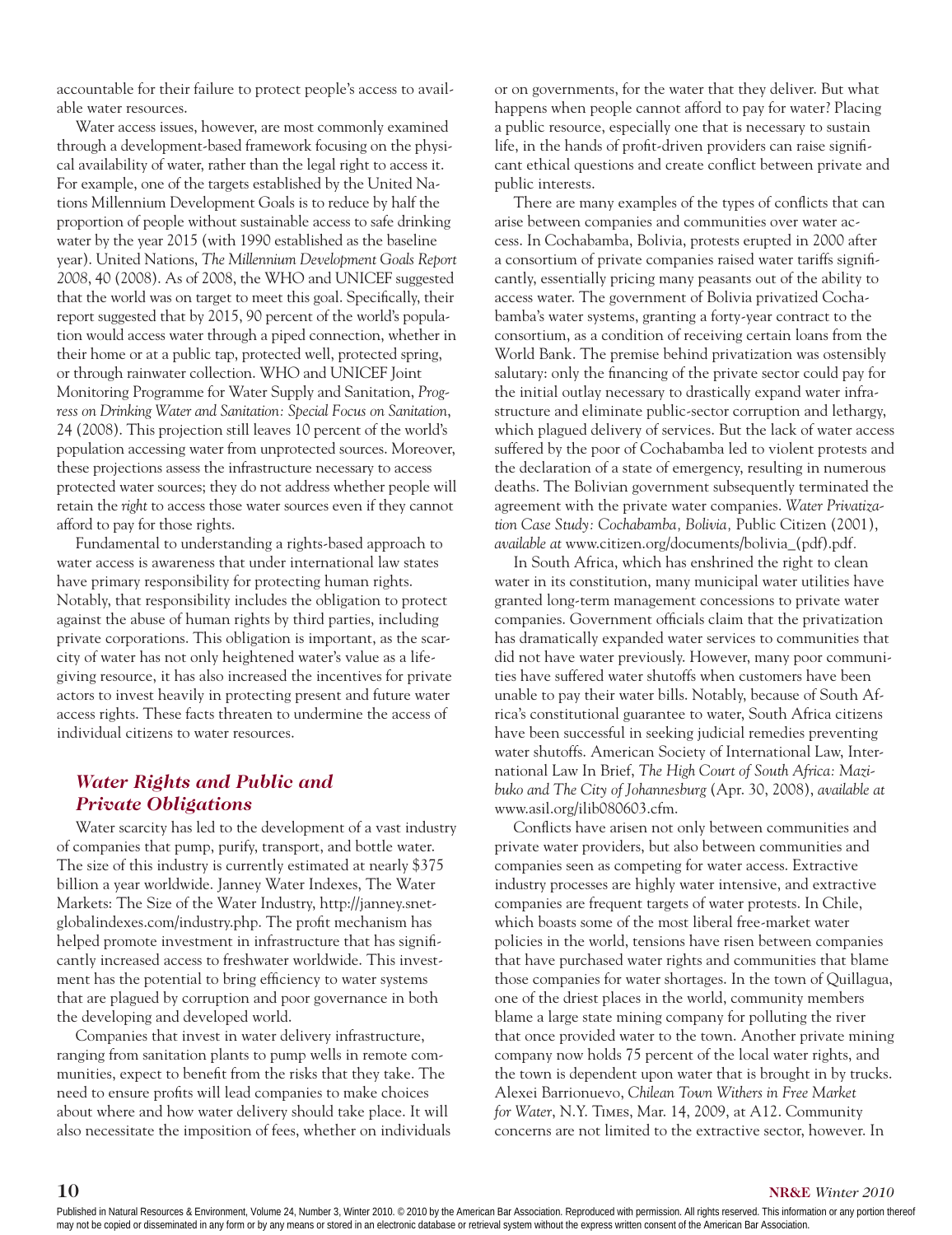accountable for their failure to protect people's access to available water resources.

Water access issues, however, are most commonly examined through a development-based framework focusing on the physical availability of water, rather than the legal right to access it. For example, one of the targets established by the United Nations Millennium Development Goals is to reduce by half the proportion of people without sustainable access to safe drinking water by the year 2015 (with 1990 established as the baseline year). United Nations, *The Millennium Development Goals Report 2008*, 40 (2008). As of 2008, the WHO and UNICEF suggested that the world was on target to meet this goal. Specifically, their report suggested that by 2015, 90 percent of the world's population would access water through a piped connection, whether in their home or at a public tap, protected well, protected spring, or through rainwater collection. WHO and UNICEF Joint Monitoring Programme for Water Supply and Sanitation, *Progress on Drinking Water and Sanitation: Special Focus on Sanitation*, 24 (2008). This projection still leaves 10 percent of the world's population accessing water from unprotected sources. Moreover, these projections assess the infrastructure necessary to access protected water sources; they do not address whether people will retain the *right* to access those water sources even if they cannot afford to pay for those rights.

Fundamental to understanding a rights-based approach to water access is awareness that under international law states have primary responsibility for protecting human rights. Notably, that responsibility includes the obligation to protect against the abuse of human rights by third parties, including private corporations. This obligation is important, as the scarcity of water has not only heightened water's value as a life-giving resource, it has also increased the incentives for private actors to invest heavily in protecting present and future water access rights. These facts threaten to undermine the access of individual citizens to water resources.

## *Water Rights and Public and Private Obligations*

Water scarcity has led to the development of a vast industry of companies that pump, purify, transport, and bottle water. The size of this industry is currently estimated at nearly $375 billion a year worldwide. Janney Water Indexes, The Water Markets: The Size of the Water Industry, http://janney.snetglobalindexes.com/industry.php. The profit mechanism has helped promote investment in infrastructure that has significantly increased access to freshwater worldwide. This investment has the potential to bring efficiency to water systems that are plagued by corruption and poor governance in both the developing and developed world.

Companies that invest in water delivery infrastructure, ranging from sanitation plants to pump wells in remote communities, expect to benefit from the risks that they take. The need to ensure profits will lead companies to make choices about where and how water delivery should take place. It will also necessitate the imposition of fees, whether on individuals or on governments, for the water that they deliver. But what happens when people cannot afford to pay for water? Placing a public resource, especially one that is necessary to sustain life, in the hands of profit-driven providers can raise significant ethical questions and create conflict between private and public interests.

There are many examples of the types of conflicts that can arise between companies and communities over water access. In Cochabamba, Bolivia, protests erupted in 2000 after a consortium of private companies raised water tariffs significantly, essentially pricing many peasants out of the ability to access water. The government of Bolivia privatized Cochabamba's water systems, granting a forty-year contract to the consortium, as a condition of receiving certain loans from the World Bank. The premise behind privatization was ostensibly salutary: only the financing of the private sector could pay for the initial outlay necessary to drastically expand water infrastructure and eliminate public-sector corruption and lethargy, which plagued delivery of services. But the lack of water access suffered by the poor of Cochabamba led to violent protests and the declaration of a state of emergency, resulting in numerous deaths. The Bolivian government subsequently terminated the agreement with the private water companies. *Water Privatization Case Study: Cochabamba, Bolivia,* Public Citizen (2001), *available at* www.citizen.org/documents/bolivia_(pdf).pdf.

In South Africa, which has enshrined the right to clean water in its constitution, many municipal water utilities have granted long-term management concessions to private water companies. Government officials claim that the privatization has dramatically expanded water services to communities that did not have water previously. However, many poor communities have suffered water shutoffs when customers have been unable to pay their water bills. Notably, because of South Africa's constitutional guarantee to water, South Africa citizens have been successful in seeking judicial remedies preventing water shutoffs. American Society of International Law, International Law In Brief, *The High Court of South Africa: Mazibuko and The City of Johannesburg* (Apr. 30, 2008), *available at* www.asil.org/ilib080603.cfm.

Conflicts have arisen not only between communities and private water providers, but also between communities and companies seen as competing for water access. Extractive industry processes are highly water intensive, and extractive companies are frequent targets of water protests. In Chile, which boasts some of the most liberal free-market water policies in the world, tensions have risen between companies that have purchased water rights and communities that blame those companies for water shortages. In the town of Quillagua, one of the driest places in the world, community members blame a large state mining company for polluting the river that once provided water to the town. Another private mining company now holds 75 percent of the local water rights, and the town is dependent upon water that is brought in by trucks. Alexei Barrionuevo, *Chilean Town Withers in Free Market for Water*, N.Y. Times, Mar. 14, 2009, at A12. Community concerns are not limited to the extractive sector, however. In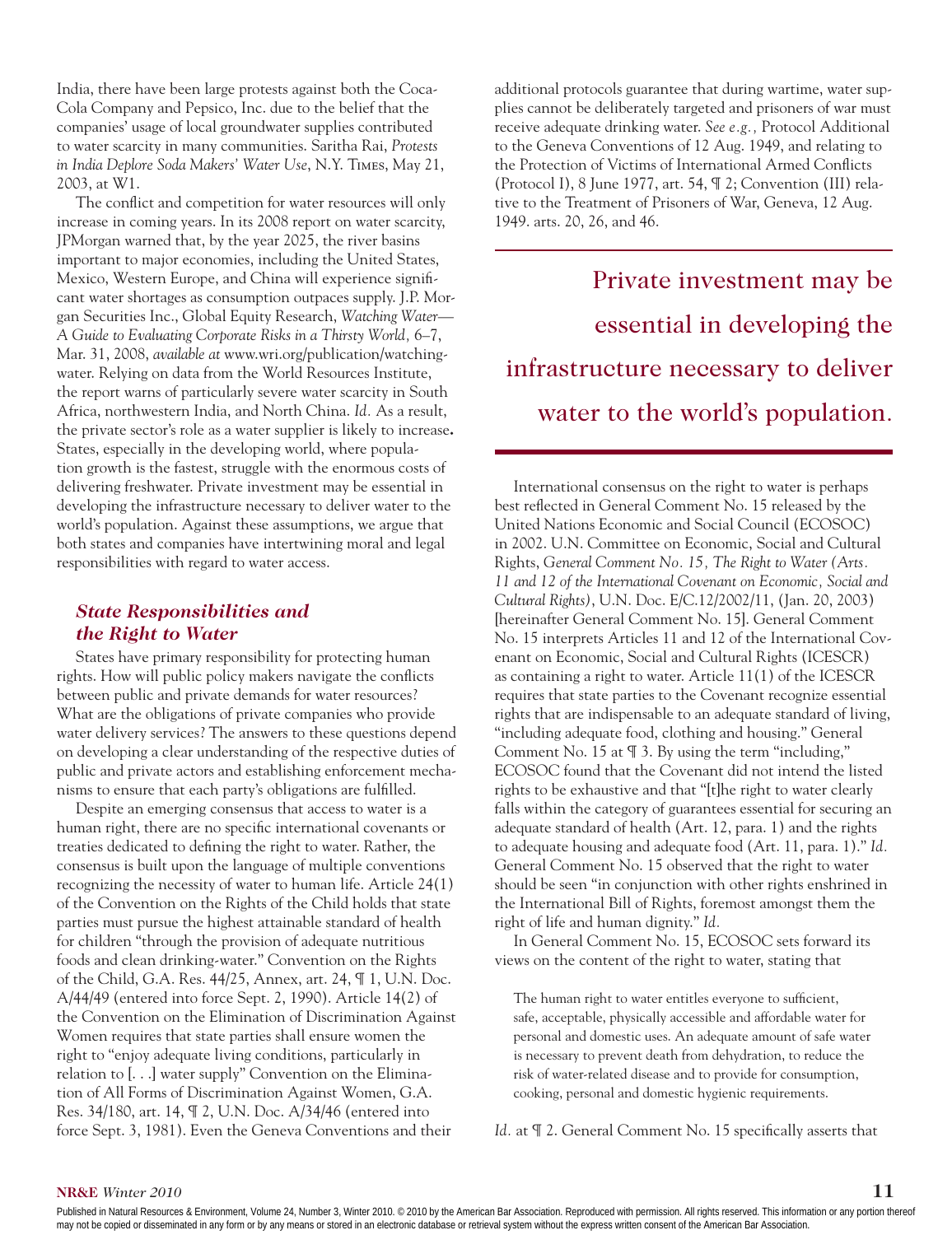India, there have been large protests against both the Coca-Cola Company and Pepsico, Inc. due to the belief that the companies' usage of local groundwater supplies contributed to water scarcity in many communities. Saritha Rai, *Protests in India Deplore Soda Makers' Water Use*, N.Y. Times, May 21, 2003, at W1.

The conflict and competition for water resources will only increase in coming years. In its 2008 report on water scarcity, JPMorgan warned that, by the year 2025, the river basins important to major economies, including the United States, Mexico, Western Europe, and China will experience significant water shortages as consumption outpaces supply. J.P. Morgan Securities Inc., Global Equity Research, *Watching Water—A Guide to Evaluating Corporate Risks in a Thirsty World,* 6–7, Mar. 31, 2008, *available at* www.wri.org/publication/watching-water. Relying on data from the World Resources Institute, the report warns of particularly severe water scarcity in South Africa, northwestern India, and North China. *Id.* As a result, the private sector's role as a water supplier is likely to increase**.** States, especially in the developing world, where population growth is the fastest, struggle with the enormous costs of delivering freshwater. Private investment may be essential in developing the infrastructure necessary to deliver water to the world's population. Against these assumptions, we argue that both states and companies have intertwining moral and legal responsibilities with regard to water access.

### *State Responsibilities and the Right to Water*

States have primary responsibility for protecting human rights. How will public policy makers navigate the conflicts between public and private demands for water resources? What are the obligations of private companies who provide water delivery services? The answers to these questions depend on developing a clear understanding of the respective duties of public and private actors and establishing enforcement mechanisms to ensure that each party's obligations are fulfilled.

Despite an emerging consensus that access to water is a human right, there are no specific international covenants or treaties dedicated to defining the right to water. Rather, the consensus is built upon the language of multiple conventions recognizing the necessity of water to human life. Article 24(1) of the Convention on the Rights of the Child holds that state parties must pursue the highest attainable standard of health for children "through the provision of adequate nutritious foods and clean drinking-water." Convention on the Rights of the Child, G.A. Res. 44/25, Annex, art. 24, ¶ 1, U.N. Doc. A/44/49 (entered into force Sept. 2, 1990). Article 14(2) of the Convention on the Elimination of Discrimination Against Women requires that state parties shall ensure women the right to "enjoy adequate living conditions, particularly in relation to [. . .] water supply" Convention on the Elimination of All Forms of Discrimination Against Women, G.A. Res. 34/180, art. 14, ¶ 2, U.N. Doc. A/34/46 (entered into force Sept. 3, 1981). Even the Geneva Conventions and their additional protocols guarantee that during wartime, water supplies cannot be deliberately targeted and prisoners of war must receive adequate drinking water. *See e.g.,* Protocol Additional to the Geneva Conventions of 12 Aug. 1949, and relating to the Protection of Victims of International Armed Conflicts (Protocol I), 8 June 1977, art. 54, ¶ 2; Convention (III) relative to the Treatment of Prisoners of War, Geneva, 12 Aug. 1949. arts. 20, 26, and 46.

> Private investment may be essential in developing the infrastructure necessary to deliver water to the world's population.

International consensus on the right to water is perhaps best reflected in General Comment No. 15 released by the United Nations Economic and Social Council (ECOSOC) in 2002. U.N. Committee on Economic, Social and Cultural Rights, *General Comment No. 15, The Right to Water (Arts. 11 and 12 of the International Covenant on Economic, Social and Cultural Rights)*, U.N. Doc. E/C.12/2002/11, (Jan. 20, 2003) [hereinafter General Comment No. 15]. General Comment No. 15 interprets Articles 11 and 12 of the International Covenant on Economic, Social and Cultural Rights (ICESCR) as containing a right to water. Article 11(1) of the ICESCR requires that state parties to the Covenant recognize essential rights that are indispensable to an adequate standard of living, "including adequate food, clothing and housing." General Comment No. 15 at ¶ 3. By using the term "including," ECOSOC found that the Covenant did not intend the listed rights to be exhaustive and that "[t]he right to water clearly falls within the category of guarantees essential for securing an adequate standard of health (Art. 12, para. 1) and the rights to adequate housing and adequate food (Art. 11, para. 1)." *Id.* General Comment No. 15 observed that the right to water should be seen "in conjunction with other rights enshrined in the International Bill of Rights, foremost amongst them the right of life and human dignity." *Id.*

In General Comment No. 15, ECOSOC sets forward its views on the content of the right to water, stating that

> The human right to water entitles everyone to sufficient, safe, acceptable, physically accessible and affordable water for personal and domestic uses. An adequate amount of safe water is necessary to prevent death from dehydration, to reduce the risk of water-related disease and to provide for consumption, cooking, personal and domestic hygienic requirements.

*Id.* at ¶ 2. General Comment No. 15 specifically asserts that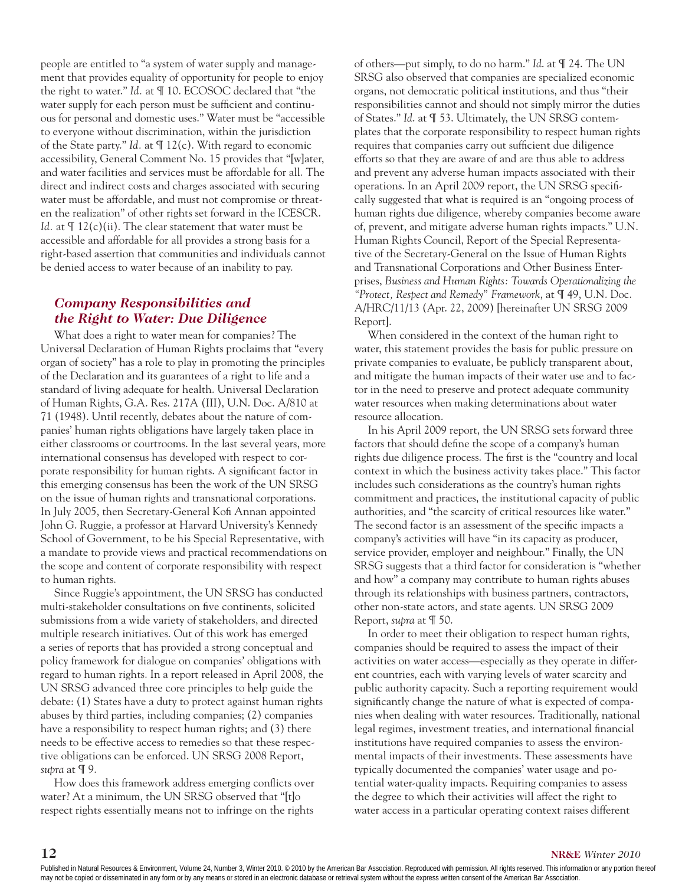people are entitled to "a system of water supply and management that provides equality of opportunity for people to enjoy the right to water." *Id.* at ¶ 10. ECOSOC declared that "the water supply for each person must be sufficient and continuous for personal and domestic uses." Water must be "accessible to everyone without discrimination, within the jurisdiction of the State party." *Id.* at ¶ 12(c). With regard to economic accessibility, General Comment No. 15 provides that "[w]ater, and water facilities and services must be affordable for all. The direct and indirect costs and charges associated with securing water must be affordable, and must not compromise or threaten the realization" of other rights set forward in the ICESCR. *Id.* at ¶ 12(c)(ii). The clear statement that water must be accessible and affordable for all provides a strong basis for a right-based assertion that communities and individuals cannot be denied access to water because of an inability to pay.

## Company Responsibilities and the Right to Water: Due Diligence

What does a right to water mean for companies? The Universal Declaration of Human Rights proclaims that "every organ of society" has a role to play in promoting the principles of the Declaration and its guarantees of a right to life and a standard of living adequate for health. Universal Declaration of Human Rights, G.A. Res. 217A (III), U.N. Doc. A/810 at 71 (1948). Until recently, debates about the nature of companies' human rights obligations have largely taken place in either classrooms or courtrooms. In the last several years, more international consensus has developed with respect to corporate responsibility for human rights. A significant factor in this emerging consensus has been the work of the UN SRSG on the issue of human rights and transnational corporations. In July 2005, then Secretary-General Kofi Annan appointed John G. Ruggie, a professor at Harvard University's Kennedy School of Government, to be his Special Representative, with a mandate to provide views and practical recommendations on the scope and content of corporate responsibility with respect to human rights.

Since Ruggie's appointment, the UN SRSG has conducted multi-stakeholder consultations on five continents, solicited submissions from a wide variety of stakeholders, and directed multiple research initiatives. Out of this work has emerged a series of reports that has provided a strong conceptual and policy framework for dialogue on companies' obligations with regard to human rights. In a report released in April 2008, the UN SRSG advanced three core principles to help guide the debate: (1) States have a duty to protect against human rights abuses by third parties, including companies; (2) companies have a responsibility to respect human rights; and (3) there needs to be effective access to remedies so that these respective obligations can be enforced. UN SRSG 2008 Report, *supra* at ¶ 9.

How does this framework address emerging conflicts over water? At a minimum, the UN SRSG observed that "[t]o respect rights essentially means not to infringe on the rights of others—put simply, to do no harm." *Id.* at ¶ 24. The UN SRSG also observed that companies are specialized economic organs, not democratic political institutions, and thus "their responsibilities cannot and should not simply mirror the duties of States." *Id.* at ¶ 53. Ultimately, the UN SRSG contemplates that the corporate responsibility to respect human rights requires that companies carry out sufficient due diligence efforts so that they are aware of and are thus able to address and prevent any adverse human impacts associated with their operations. In an April 2009 report, the UN SRSG specifically suggested that what is required is an "ongoing process of human rights due diligence, whereby companies become aware of, prevent, and mitigate adverse human rights impacts." U.N. Human Rights Council, Report of the Special Representative of the Secretary-General on the Issue of Human Rights and Transnational Corporations and Other Business Enterprises, *Business and Human Rights: Towards Operationalizing the "Protect, Respect and Remedy" Framework*, at ¶ 49, U.N. Doc. A/HRC/11/13 (Apr. 22, 2009) [hereinafter UN SRSG 2009 Report].

When considered in the context of the human right to water, this statement provides the basis for public pressure on private companies to evaluate, be publicly transparent about, and mitigate the human impacts of their water use and to factor in the need to preserve and protect adequate community water resources when making determinations about water resource allocation.

In his April 2009 report, the UN SRSG sets forward three factors that should define the scope of a company's human rights due diligence process. The first is the "country and local context in which the business activity takes place." This factor includes such considerations as the country's human rights commitment and practices, the institutional capacity of public authorities, and "the scarcity of critical resources like water." The second factor is an assessment of the specific impacts a company's activities will have "in its capacity as producer, service provider, employer and neighbour." Finally, the UN SRSG suggests that a third factor for consideration is "whether and how" a company may contribute to human rights abuses through its relationships with business partners, contractors, other non-state actors, and state agents. UN SRSG 2009 Report, *supra* at ¶ 50.

In order to meet their obligation to respect human rights, companies should be required to assess the impact of their activities on water access—especially as they operate in different countries, each with varying levels of water scarcity and public authority capacity. Such a reporting requirement would significantly change the nature of what is expected of companies when dealing with water resources. Traditionally, national legal regimes, investment treaties, and international financial institutions have required companies to assess the environmental impacts of their investments. These assessments have typically documented the companies' water usage and potential water-quality impacts. Requiring companies to assess the degree to which their activities will affect the right to water access in a particular operating context raises different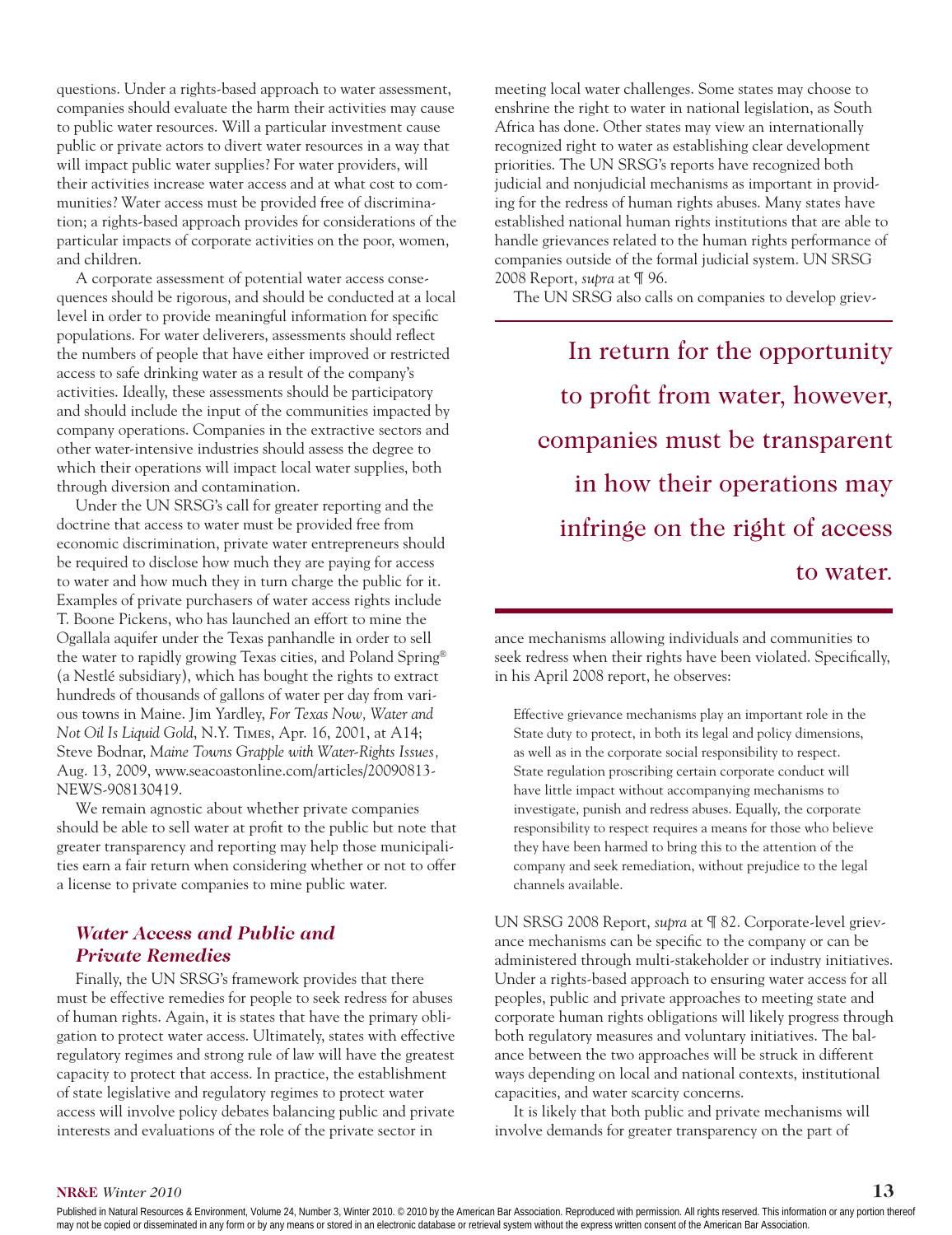questions. Under a rights-based approach to water assessment, companies should evaluate the harm their activities may cause to public water resources. Will a particular investment cause public or private actors to divert water resources in a way that will impact public water supplies? For water providers, will their activities increase water access and at what cost to communities? Water access must be provided free of discrimination; a rights-based approach provides for considerations of the particular impacts of corporate activities on the poor, women, and children.

A corporate assessment of potential water access consequences should be rigorous, and should be conducted at a local level in order to provide meaningful information for specific populations. For water deliverers, assessments should reflect the numbers of people that have either improved or restricted access to safe drinking water as a result of the company's activities. Ideally, these assessments should be participatory and should include the input of the communities impacted by company operations. Companies in the extractive sectors and other water-intensive industries should assess the degree to which their operations will impact local water supplies, both through diversion and contamination.

Under the UN SRSG's call for greater reporting and the doctrine that access to water must be provided free from economic discrimination, private water entrepreneurs should be required to disclose how much they are paying for access to water and how much they in turn charge the public for it. Examples of private purchasers of water access rights include T. Boone Pickens, who has launched an effort to mine the Ogallala aquifer under the Texas panhandle in order to sell the water to rapidly growing Texas cities, and Poland Spring® (a Nestlé subsidiary), which has bought the rights to extract hundreds of thousands of gallons of water per day from various towns in Maine. Jim Yardley, *For Texas Now, Water and Not Oil Is Liquid Gold*, N.Y. Times, Apr. 16, 2001, at A14; Steve Bodnar, *Maine Towns Grapple with Water-Rights Issues*, Aug. 13, 2009, www.seacoastonline.com/articles/20090813-NEWS-908130419.

We remain agnostic about whether private companies should be able to sell water at profit to the public but note that greater transparency and reporting may help those municipalities earn a fair return when considering whether or not to offer a license to private companies to mine public water.

### *Water Access and Public and Private Remedies*

Finally, the UN SRSG's framework provides that there must be effective remedies for people to seek redress for abuses of human rights. Again, it is states that have the primary obligation to protect water access. Ultimately, states with effective regulatory regimes and strong rule of law will have the greatest capacity to protect that access. In practice, the establishment of state legislative and regulatory regimes to protect water access will involve policy debates balancing public and private interests and evaluations of the role of the private sector in meeting local water challenges. Some states may choose to enshrine the right to water in national legislation, as South Africa has done. Other states may view an internationally recognized right to water as establishing clear development priorities. The UN SRSG's reports have recognized both judicial and nonjudicial mechanisms as important in providing for the redress of human rights abuses. Many states have established national human rights institutions that are able to handle grievances related to the human rights performance of companies outside of the formal judicial system. UN SRSG 2008 Report, *supra* at ¶ 96.

The UN SRSG also calls on companies to develop grievance mechanisms allowing individuals and communities to seek redress when their rights have been violated. Specifically, in his April 2008 report, he observes:

> In return for the opportunity to profit from water, however, companies must be transparent in how their operations may infringe on the right of access to water.

> Effective grievance mechanisms play an important role in the State duty to protect, in both its legal and policy dimensions, as well as in the corporate social responsibility to respect. State regulation proscribing certain corporate conduct will have little impact without accompanying mechanisms to investigate, punish and redress abuses. Equally, the corporate responsibility to respect requires a means for those who believe they have been harmed to bring this to the attention of the company and seek remediation, without prejudice to the legal channels available.

UN SRSG 2008 Report, *supra* at ¶ 82. Corporate-level grievance mechanisms can be specific to the company or can be administered through multi-stakeholder or industry initiatives. Under a rights-based approach to ensuring water access for all peoples, public and private approaches to meeting state and corporate human rights obligations will likely progress through both regulatory measures and voluntary initiatives. The balance between the two approaches will be struck in different ways depending on local and national contexts, institutional capacities, and water scarcity concerns.

It is likely that both public and private mechanisms will involve demands for greater transparency on the part of

Published in Natural Resources & Environment, Volume 24, Number 3, Winter 2010. © 2010 by the American Bar Association. Reproduced with permission. All rights reserved. This information or any portion thereof may not be copied or disseminated in any form or by any means or stored in an electronic database or retrieval system without the express written consent of the American Bar Association.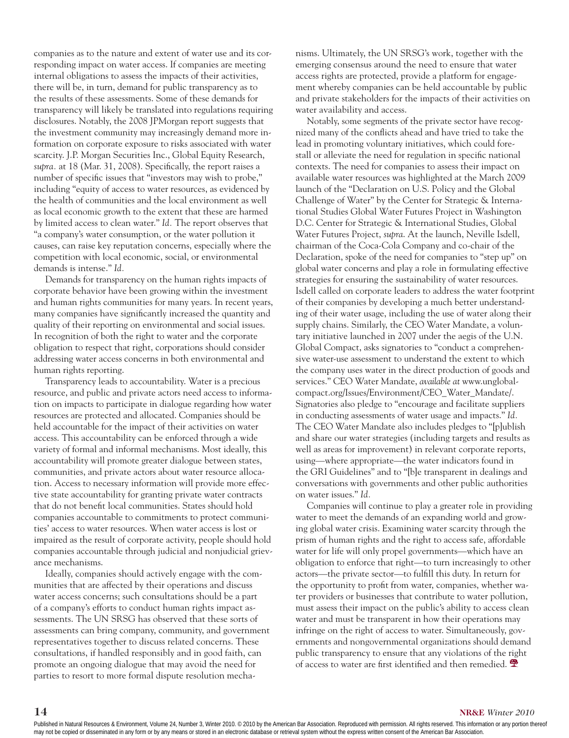companies as to the nature and extent of water use and its corresponding impact on water access. If companies are meeting internal obligations to assess the impacts of their activities, there will be, in turn, demand for public transparency as to the results of these assessments. Some of these demands for transparency will likely be translated into regulations requiring disclosures. Notably, the 2008 JPMorgan report suggests that the investment community may increasingly demand more information on corporate exposure to risks associated with water scarcity. J.P. Morgan Securities Inc., Global Equity Research, *supra.* at 18 (Mar. 31, 2008). Specifically, the report raises a number of specific issues that "investors may wish to probe," including "equity of access to water resources, as evidenced by the health of communities and the local environment as well as local economic growth to the extent that these are harmed by limited access to clean water." *Id.* The report observes that "a company's water consumption, or the water pollution it causes, can raise key reputation concerns, especially where the competition with local economic, social, or environmental demands is intense." *Id.*

Demands for transparency on the human rights impacts of corporate behavior have been growing within the investment and human rights communities for many years. In recent years, many companies have significantly increased the quantity and quality of their reporting on environmental and social issues. In recognition of both the right to water and the corporate obligation to respect that right, corporations should consider addressing water access concerns in both environmental and human rights reporting.

Transparency leads to accountability. Water is a precious resource, and public and private actors need access to information on impacts to participate in dialogue regarding how water resources are protected and allocated. Companies should be held accountable for the impact of their activities on water access. This accountability can be enforced through a wide variety of formal and informal mechanisms. Most ideally, this accountability will promote greater dialogue between states, communities, and private actors about water resource allocation. Access to necessary information will provide more effective state accountability for granting private water contracts that do not benefit local communities. States should hold companies accountable to commitments to protect communities' access to water resources. When water access is lost or impaired as the result of corporate activity, people should hold companies accountable through judicial and nonjudicial grievance mechanisms.

Ideally, companies should actively engage with the communities that are affected by their operations and discuss water access concerns; such consultations should be a part of a company's efforts to conduct human rights impact assessments. The UN SRSG has observed that these sorts of assessments can bring company, community, and government representatives together to discuss related concerns. These consultations, if handled responsibly and in good faith, can promote an ongoing dialogue that may avoid the need for parties to resort to more formal dispute resolution mechanisms. Ultimately, the UN SRSG's work, together with the emerging consensus around the need to ensure that water access rights are protected, provide a platform for engagement whereby companies can be held accountable by public and private stakeholders for the impacts of their activities on water availability and access.

Notably, some segments of the private sector have recognized many of the conflicts ahead and have tried to take the lead in promoting voluntary initiatives, which could forestall or alleviate the need for regulation in specific national contexts. The need for companies to assess their impact on available water resources was highlighted at the March 2009 launch of the "Declaration on U.S. Policy and the Global Challenge of Water" by the Center for Strategic & International Studies Global Water Futures Project in Washington D.C. Center for Strategic & International Studies, Global Water Futures Project, *supra.* At the launch, Neville Isdell, chairman of the Coca-Cola Company and co-chair of the Declaration, spoke of the need for companies to "step up" on global water concerns and play a role in formulating effective strategies for ensuring the sustainability of water resources. Isdell called on corporate leaders to address the water footprint of their companies by developing a much better understanding of their water usage, including the use of water along their supply chains. Similarly, the CEO Water Mandate, a voluntary initiative launched in 2007 under the aegis of the U.N. Global Compact, asks signatories to "conduct a comprehensive water-use assessment to understand the extent to which the company uses water in the direct production of goods and services." CEO Water Mandate, *available at* www.unglobalcompact.org/Issues/Environment/CEO_Water_Mandate/. Signatories also pledge to "encourage and facilitate suppliers in conducting assessments of water usage and impacts." *Id.* The CEO Water Mandate also includes pledges to "[p]ublish and share our water strategies (including targets and results as well as areas for improvement) in relevant corporate reports, using—where appropriate—the water indicators found in the GRI Guidelines" and to "[b]e transparent in dealings and conversations with governments and other public authorities on water issues." *Id.*

Companies will continue to play a greater role in providing water to meet the demands of an expanding world and growing global water crisis. Examining water scarcity through the prism of human rights and the right to access safe, affordable water for life will only propel governments—which have an obligation to enforce that right—to turn increasingly to other actors—the private sector—to fulfill this duty. In return for the opportunity to profit from water, companies, whether water providers or businesses that contribute to water pollution, must assess their impact on the public's ability to access clean water and must be transparent in how their operations may infringe on the right of access to water. Simultaneously, governments and nongovernmental organizations should demand public transparency to ensure that any violations of the right of access to water are first identified and then remedied.

Published in Natural Resources & Environment, Volume 24, Number 3, Winter 2010. © 2010 by the American Bar Association. Reproduced with permission. All rights reserved. This information or any portion thereof may not be copied or disseminated in any form or by any means or stored in an electronic database or retrieval system without the express written consent of the American Bar Association.